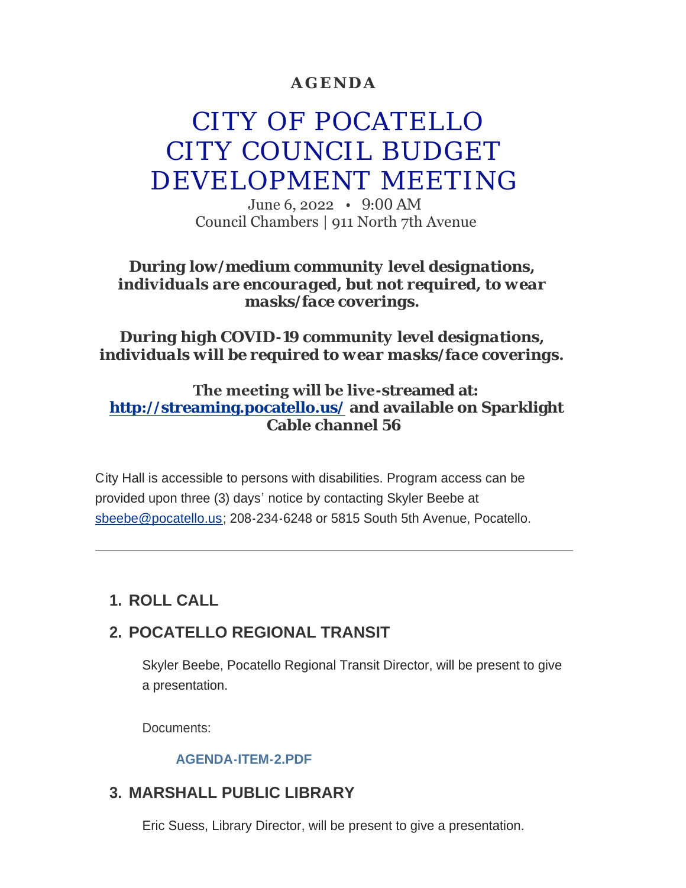**AGENDA**

# CITY OF POCATELLO CITY COUNCIL BUDGET DEVELOPMENT MEETING

June 6, 2022 • 9:00 AM
Council Chambers | 911 North 7th Avenue

***During low/medium community level designations, individuals are encouraged, but not required, to wear masks/face coverings.***

***During high COVID-19 community level designations, individuals will be required to wear masks/face coverings.***

**The meeting will be live-streamed at: [http://streaming.pocatello.us/](http://streaming.pocatello.us/) and available on Sparklight Cable channel 56**

City Hall is accessible to persons with disabilities. Program access can be provided upon three (3) days' notice by contacting Skyler Beebe at sbeebe@pocatello.us; 208-234-6248 or 5815 South 5th Avenue, Pocatello.

---

## 1. ROLL CALL

## 2. POCATELLO REGIONAL TRANSIT

Skyler Beebe, Pocatello Regional Transit Director, will be present to give a presentation.

Documents:

**AGENDA-ITEM-2.PDF**

## 3. MARSHALL PUBLIC LIBRARY

Eric Suess, Library Director, will be present to give a presentation.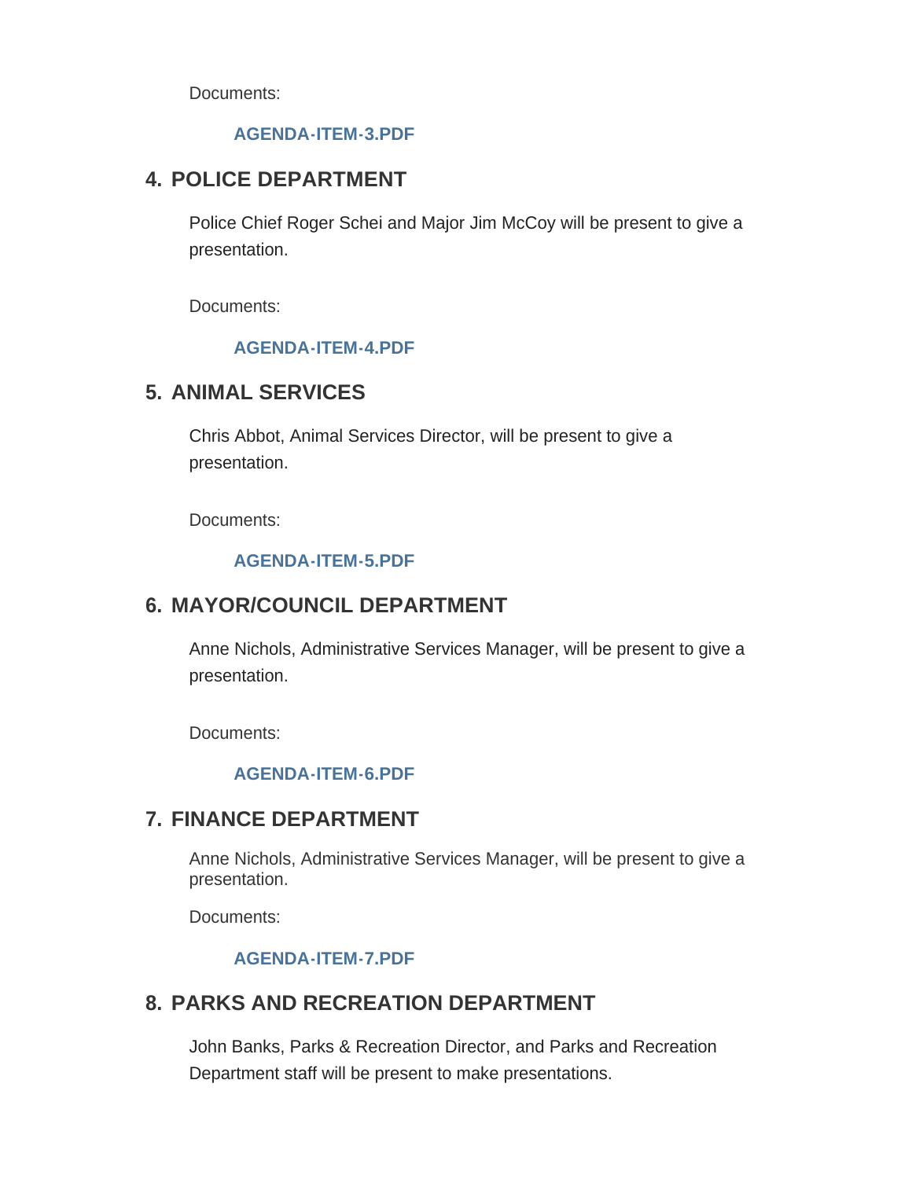Documents:

**AGENDA-ITEM-3.PDF**

## 4. POLICE DEPARTMENT

Police Chief Roger Schei and Major Jim McCoy will be present to give a presentation.

Documents:

**AGENDA-ITEM-4.PDF**

## 5. ANIMAL SERVICES

Chris Abbot, Animal Services Director, will be present to give a presentation.

Documents:

**AGENDA-ITEM-5.PDF**

## 6. MAYOR/COUNCIL DEPARTMENT

Anne Nichols, Administrative Services Manager, will be present to give a presentation.

Documents:

**AGENDA-ITEM-6.PDF**

## 7. FINANCE DEPARTMENT

Anne Nichols, Administrative Services Manager, will be present to give a presentation.

Documents:

**AGENDA-ITEM-7.PDF**

## 8. PARKS AND RECREATION DEPARTMENT

John Banks, Parks & Recreation Director, and Parks and Recreation Department staff will be present to make presentations.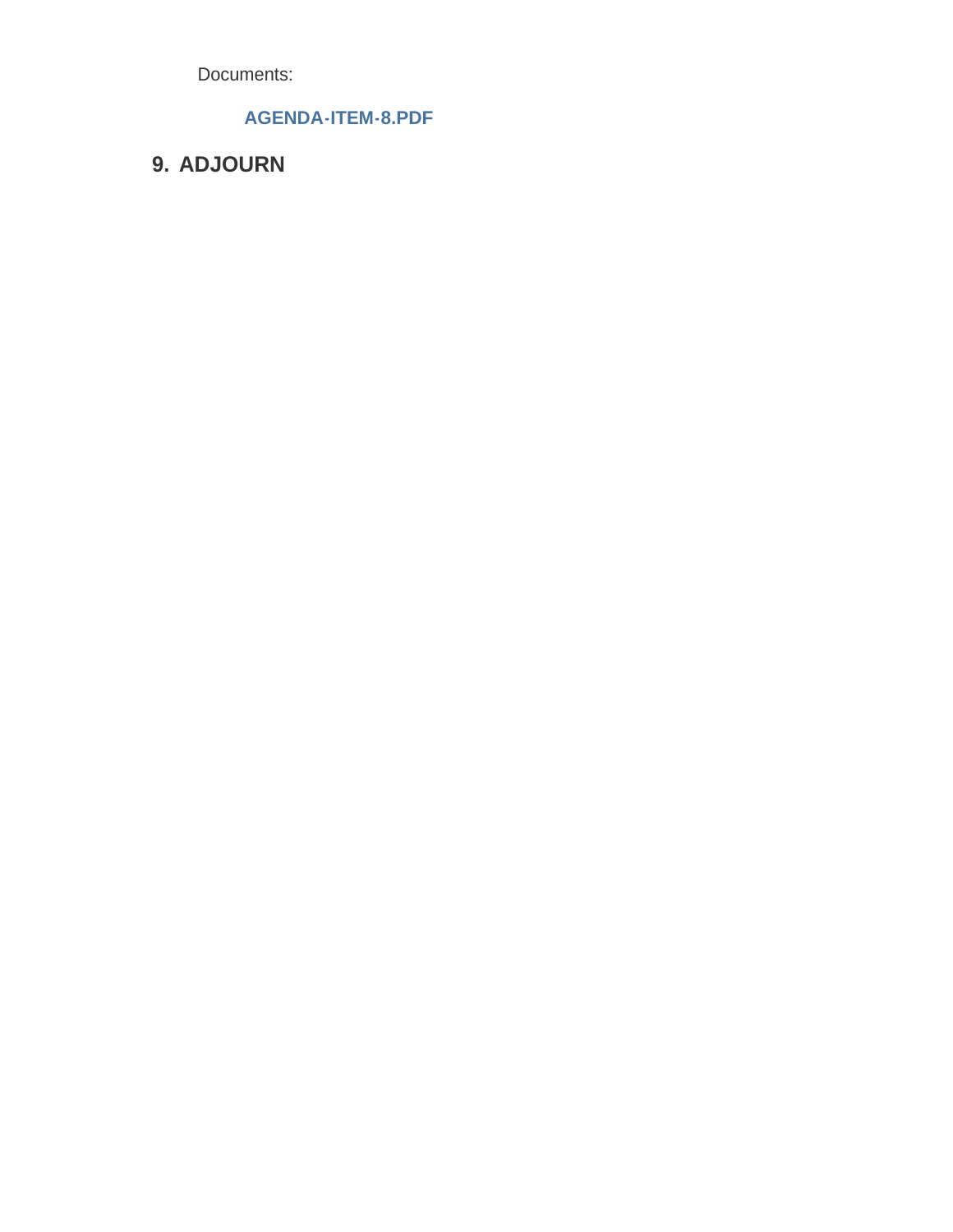Documents:

**AGENDA-ITEM-8.PDF**

## 9. ADJOURN